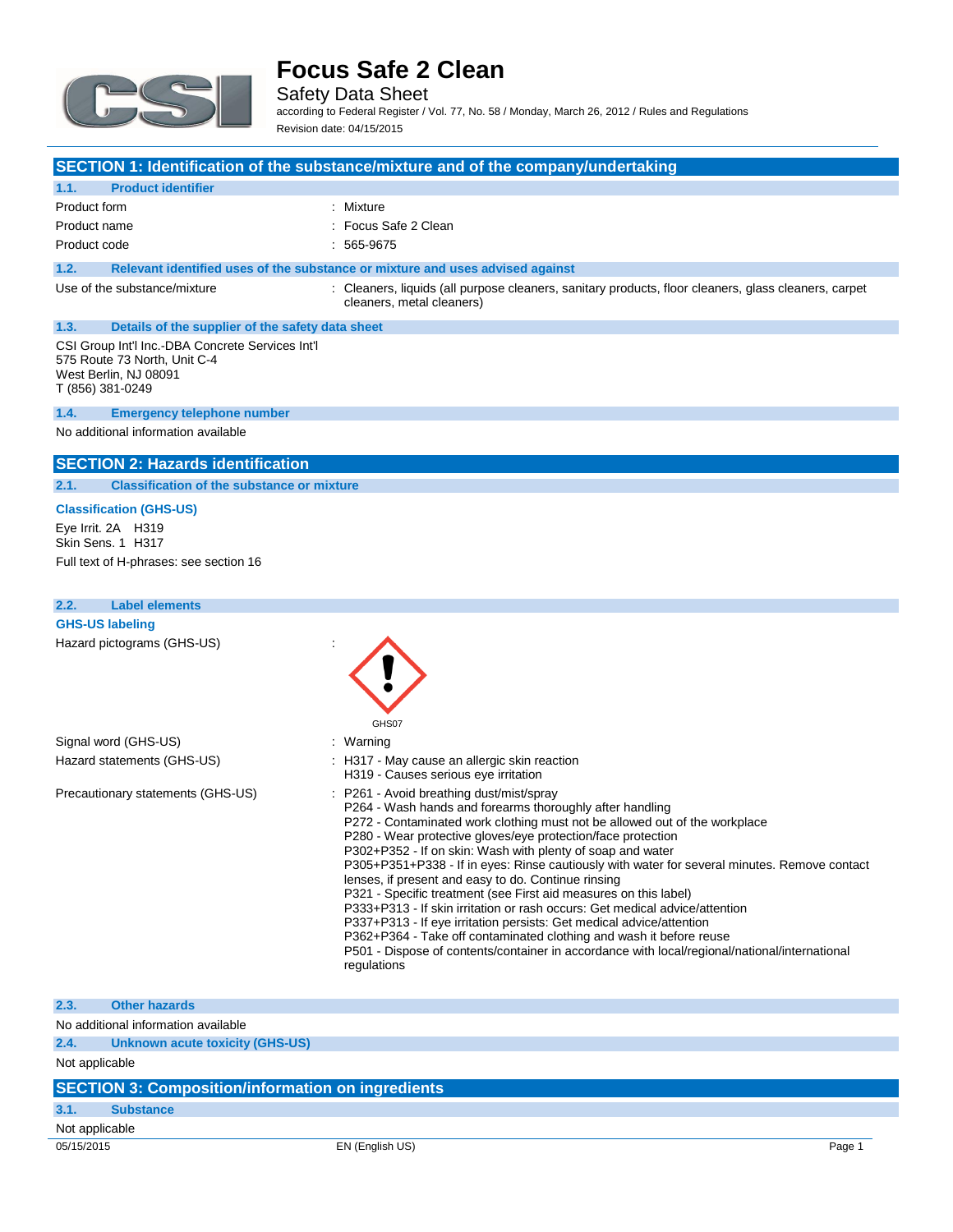# Focus Safe 2 Clean

Safety Data Sheet

according to Federal Register / Vol. 77, No. 58 / Monday, March 26, 2012 / Rules and Regulations

Revision date: 04/15/2015

## SECTION 1: Identification of the substance/mixture and of the company/undertaking

### 1.1. Product identifier

| | |
|---|---|
| Product form | : Mixture |
| Product name | : Focus Safe 2 Clean |
| Product code | : 565-9675 |

### 1.2. Relevant identified uses of the substance or mixture and uses advised against

| | |
|---|---|
| Use of the substance/mixture | : Cleaners, liquids (all purpose cleaners, sanitary products, floor cleaners, glass cleaners, carpet cleaners, metal cleaners) |

### 1.3. Details of the supplier of the safety data sheet

CSI Group Int'l Inc.-DBA Concrete Services Int'l
575 Route 73 North, Unit C-4
West Berlin, NJ 08091
T (856) 381-0249

### 1.4. Emergency telephone number

No additional information available

## SECTION 2: Hazards identification

### 2.1. Classification of the substance or mixture

**Classification (GHS-US)**

Eye Irrit. 2A H319
Skin Sens. 1 H317

Full text of H-phrases: see section 16

### 2.2. Label elements

**GHS-US labeling**

Hazard pictograms (GHS-US) :

GHS07

| | |
|---|---|
| Signal word (GHS-US) | : Warning |
| Hazard statements (GHS-US) | : H317 - May cause an allergic skin reaction<br>H319 - Causes serious eye irritation |
| Precautionary statements (GHS-US) | : P261 - Avoid breathing dust/mist/spray<br>P264 - Wash hands and forearms thoroughly after handling<br>P272 - Contaminated work clothing must not be allowed out of the workplace<br>P280 - Wear protective gloves/eye protection/face protection<br>P302+P352 - If on skin: Wash with plenty of soap and water<br>P305+P351+P338 - If in eyes: Rinse cautiously with water for several minutes. Remove contact lenses, if present and easy to do. Continue rinsing<br>P321 - Specific treatment (see First aid measures on this label)<br>P333+P313 - If skin irritation or rash occurs: Get medical advice/attention<br>P337+P313 - If eye irritation persists: Get medical advice/attention<br>P362+P364 - Take off contaminated clothing and wash it before reuse<br>P501 - Dispose of contents/container in accordance with local/regional/national/international regulations |

### 2.3. Other hazards

No additional information available

### 2.4. Unknown acute toxicity (GHS-US)

Not applicable

## SECTION 3: Composition/information on ingredients

### 3.1. Substance

Not applicable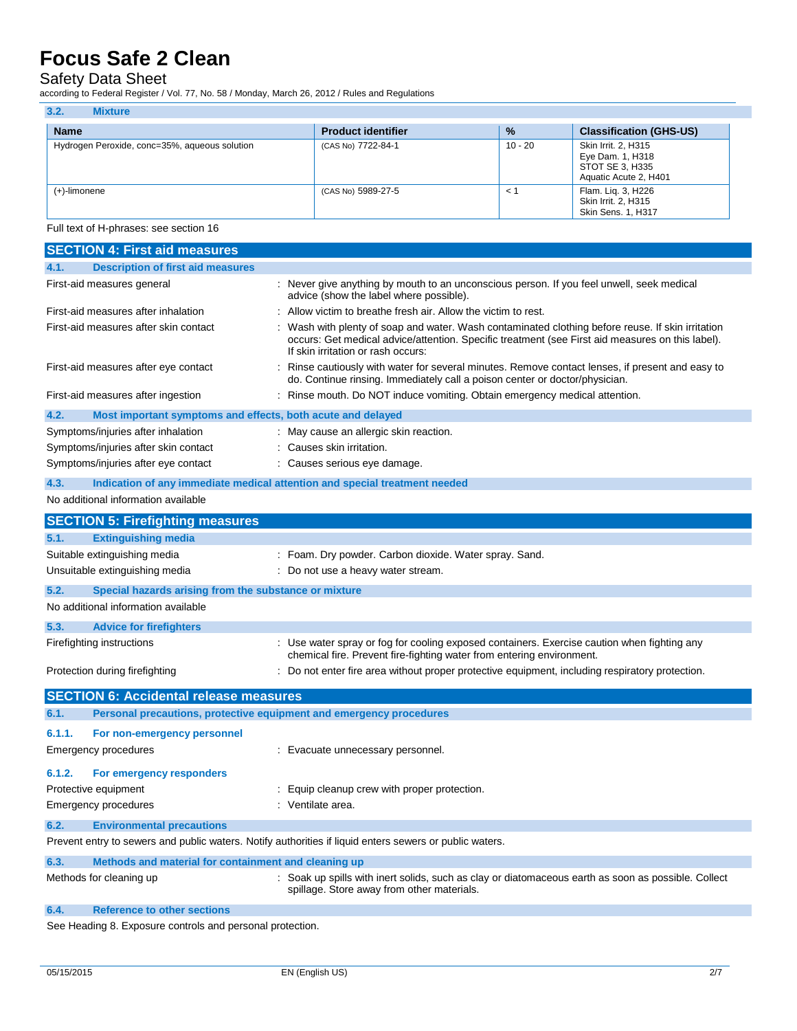### 3.2. Mixture

| Name | Product identifier | % | Classification (GHS-US) |
| --- | --- | --- | --- |
| Hydrogen Peroxide, conc=35%, aqueous solution | (CAS No) 7722-84-1 | 10 - 20 | Skin Irrit. 2, H315<br>Eye Dam. 1, H318<br>STOT SE 3, H335<br>Aquatic Acute 2, H401 |
| (+)-limonene | (CAS No) 5989-27-5 | < 1 | Flam. Liq. 3, H226<br>Skin Irrit. 2, H315<br>Skin Sens. 1, H317 |

Full text of H-phrases: see section 16

## SECTION 4: First aid measures

### 4.1. Description of first aid measures

First-aid measures general : Never give anything by mouth to an unconscious person. If you feel unwell, seek medical advice (show the label where possible).

First-aid measures after inhalation : Allow victim to breathe fresh air. Allow the victim to rest.

First-aid measures after skin contact : Wash with plenty of soap and water. Wash contaminated clothing before reuse. If skin irritation occurs: Get medical advice/attention. Specific treatment (see First aid measures on this label). If skin irritation or rash occurs:

First-aid measures after eye contact : Rinse cautiously with water for several minutes. Remove contact lenses, if present and easy to do. Continue rinsing. Immediately call a poison center or doctor/physician.

First-aid measures after ingestion : Rinse mouth. Do NOT induce vomiting. Obtain emergency medical attention.

### 4.2. Most important symptoms and effects, both acute and delayed

Symptoms/injuries after inhalation : May cause an allergic skin reaction.

Symptoms/injuries after skin contact : Causes skin irritation.

Symptoms/injuries after eye contact : Causes serious eye damage.

### 4.3. Indication of any immediate medical attention and special treatment needed

No additional information available

## SECTION 5: Firefighting measures

### 5.1. Extinguishing media

Suitable extinguishing media : Foam. Dry powder. Carbon dioxide. Water spray. Sand.

Unsuitable extinguishing media : Do not use a heavy water stream.

### 5.2. Special hazards arising from the substance or mixture

No additional information available

### 5.3. Advice for firefighters

Firefighting instructions : Use water spray or fog for cooling exposed containers. Exercise caution when fighting any chemical fire. Prevent fire-fighting water from entering environment.

Protection during firefighting : Do not enter fire area without proper protective equipment, including respiratory protection.

## SECTION 6: Accidental release measures

### 6.1. Personal precautions, protective equipment and emergency procedures

#### 6.1.1. For non-emergency personnel

Emergency procedures : Evacuate unnecessary personnel.

#### 6.1.2. For emergency responders

Protective equipment : Equip cleanup crew with proper protection.

Emergency procedures : Ventilate area.

### 6.2. Environmental precautions

Prevent entry to sewers and public waters. Notify authorities if liquid enters sewers or public waters.

### 6.3. Methods and material for containment and cleaning up

Methods for cleaning up : Soak up spills with inert solids, such as clay or diatomaceous earth as soon as possible. Collect spillage. Store away from other materials.

### 6.4. Reference to other sections

See Heading 8. Exposure controls and personal protection.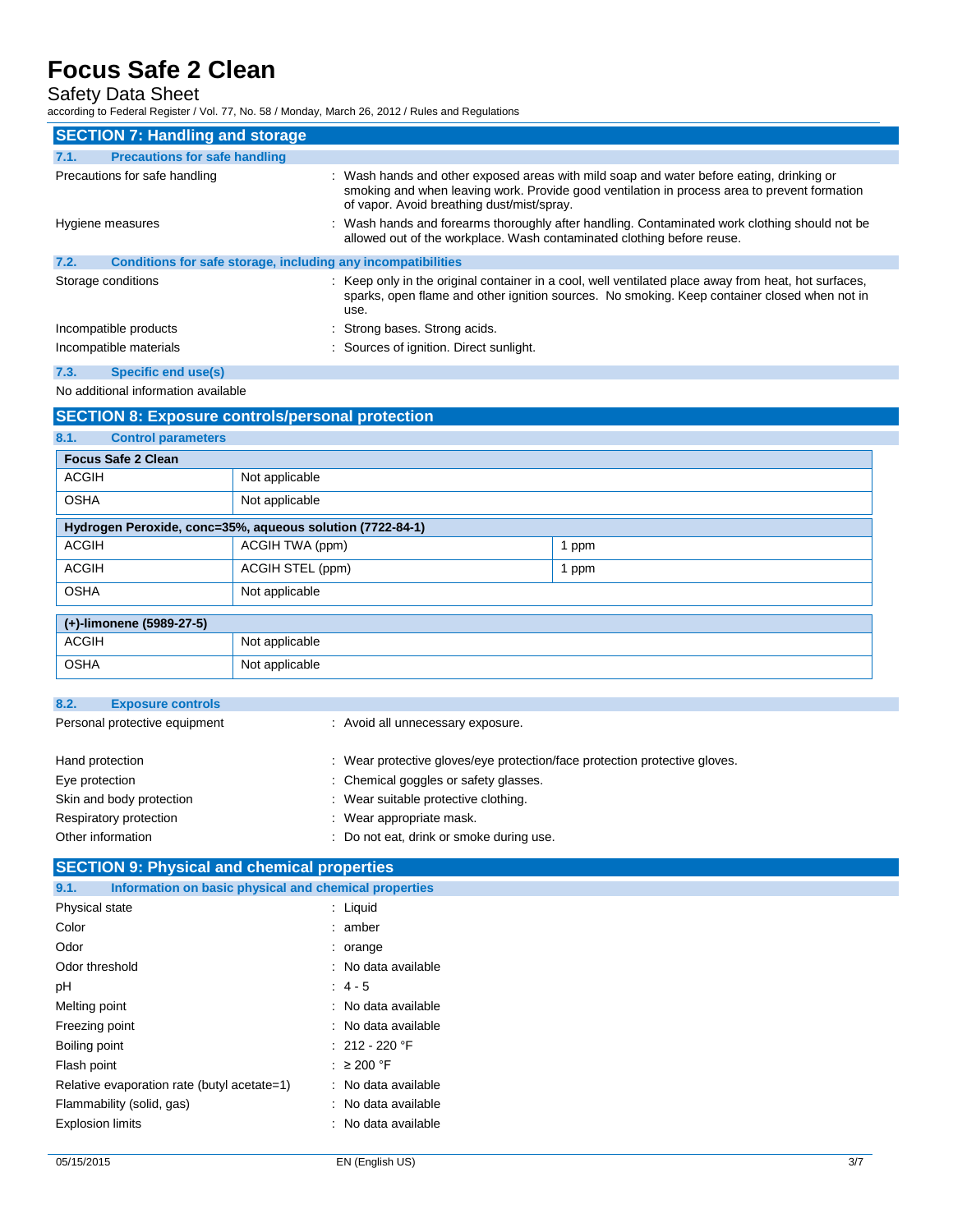## SECTION 7: Handling and storage

### 7.1. Precautions for safe handling

Precautions for safe handling : Wash hands and other exposed areas with mild soap and water before eating, drinking or smoking and when leaving work. Provide good ventilation in process area to prevent formation of vapor. Avoid breathing dust/mist/spray.

Hygiene measures : Wash hands and forearms thoroughly after handling. Contaminated work clothing should not be allowed out of the workplace. Wash contaminated clothing before reuse.

### 7.2. Conditions for safe storage, including any incompatibilities

Storage conditions : Keep only in the original container in a cool, well ventilated place away from heat, hot surfaces, sparks, open flame and other ignition sources. No smoking. Keep container closed when not in use.

Incompatible products : Strong bases. Strong acids.

Incompatible materials : Sources of ignition. Direct sunlight.

### 7.3. Specific end use(s)

No additional information available

## SECTION 8: Exposure controls/personal protection

### 8.1. Control parameters

| Focus Safe 2 Clean | | |
|---|---|---|
| ACGIH | Not applicable | |
| OSHA | Not applicable | |

| Hydrogen Peroxide, conc=35%, aqueous solution (7722-84-1) | | |
|---|---|---|
| ACGIH | ACGIH TWA (ppm) | 1 ppm |
| ACGIH | ACGIH STEL (ppm) | 1 ppm |
| OSHA | Not applicable | |

| (+)-limonene (5989-27-5) | |
|---|---|
| ACGIH | Not applicable |
| OSHA | Not applicable |

### 8.2. Exposure controls

Personal protective equipment : Avoid all unnecessary exposure.

Hand protection : Wear protective gloves/eye protection/face protection protective gloves.

Eye protection : Chemical goggles or safety glasses.

Skin and body protection : Wear suitable protective clothing.

Respiratory protection : Wear appropriate mask.

Other information : Do not eat, drink or smoke during use.

## SECTION 9: Physical and chemical properties

### 9.1. Information on basic physical and chemical properties

Physical state : Liquid

Color : amber

Odor : orange

Odor threshold : No data available

pH : 4 - 5

Melting point : No data available

Freezing point : No data available

Boiling point : 212 - 220 °F

Flash point : ≥ 200 °F

Relative evaporation rate (butyl acetate=1) : No data available

Flammability (solid, gas) : No data available

Explosion limits : No data available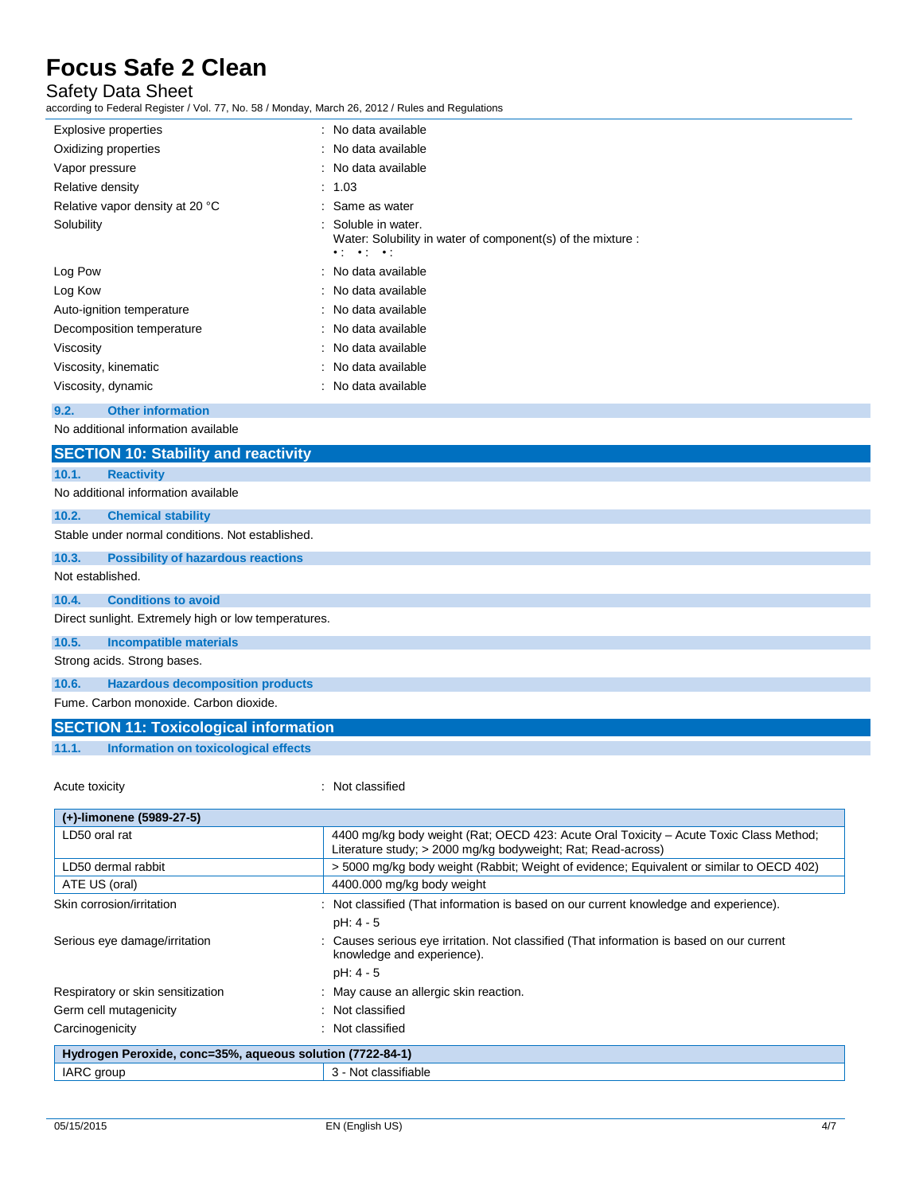| | |
|---|---|
| Explosive properties | : No data available |
| Oxidizing properties | : No data available |
| Vapor pressure | : No data available |
| Relative density | : 1.03 |
| Relative vapor density at 20 °C | : Same as water |
| Solubility | : Soluble in water.<br>Water: Solubility in water of component(s) of the mixture :<br>• : • : • : |
| Log Pow | : No data available |
| Log Kow | : No data available |
| Auto-ignition temperature | : No data available |
| Decomposition temperature | : No data available |
| Viscosity | : No data available |
| Viscosity, kinematic | : No data available |
| Viscosity, dynamic | : No data available |

### 9.2. Other information

No additional information available

## SECTION 10: Stability and reactivity

### 10.1. Reactivity

No additional information available

### 10.2. Chemical stability

Stable under normal conditions. Not established.

### 10.3. Possibility of hazardous reactions

Not established.

### 10.4. Conditions to avoid

Direct sunlight. Extremely high or low temperatures.

### 10.5. Incompatible materials

Strong acids. Strong bases.

### 10.6. Hazardous decomposition products

Fume. Carbon monoxide. Carbon dioxide.

## SECTION 11: Toxicological information

### 11.1. Information on toxicological effects

Acute toxicity : Not classified

| (+)-limonene (5989-27-5) | |
|---|---|
| LD50 oral rat | 4400 mg/kg body weight (Rat; OECD 423: Acute Oral Toxicity – Acute Toxic Class Method; Literature study; > 2000 mg/kg bodyweight; Rat; Read-across) |
| LD50 dermal rabbit | > 5000 mg/kg body weight (Rabbit; Weight of evidence; Equivalent or similar to OECD 402) |
| ATE US (oral) | 4400.000 mg/kg body weight |

| | |
|---|---|
| Skin corrosion/irritation | : Not classified (That information is based on our current knowledge and experience).<br>pH: 4 - 5 |
| Serious eye damage/irritation | : Causes serious eye irritation. Not classified (That information is based on our current knowledge and experience).<br>pH: 4 - 5 |
| Respiratory or skin sensitization | : May cause an allergic skin reaction. |
| Germ cell mutagenicity | : Not classified |
| Carcinogenicity | : Not classified |

| Hydrogen Peroxide, conc=35%, aqueous solution (7722-84-1) | |
|---|---|
| IARC group | 3 - Not classifiable |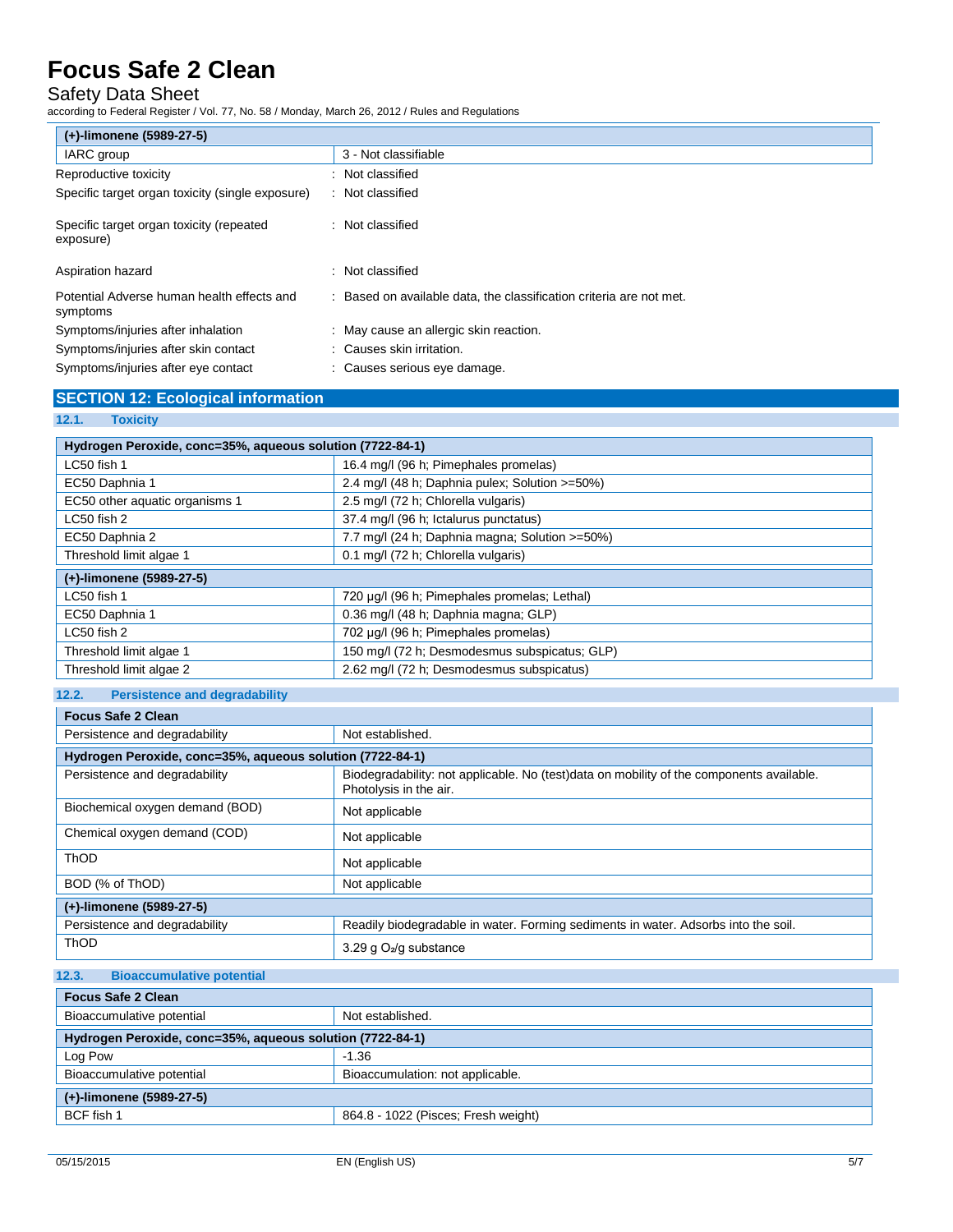| (+)-limonene (5989-27-5) | |
|---|---|
| IARC group | 3 - Not classifiable |

| | |
|---|---|
| Reproductive toxicity | : Not classified |
| Specific target organ toxicity (single exposure) | : Not classified |
| Specific target organ toxicity (repeated exposure) | : Not classified |
| Aspiration hazard | : Not classified |
| Potential Adverse human health effects and symptoms | : Based on available data, the classification criteria are not met. |
| Symptoms/injuries after inhalation | : May cause an allergic skin reaction. |
| Symptoms/injuries after skin contact | : Causes skin irritation. |
| Symptoms/injuries after eye contact | : Causes serious eye damage. |

## SECTION 12: Ecological information

### 12.1. Toxicity

| Hydrogen Peroxide, conc=35%, aqueous solution (7722-84-1) | |
|---|---|
| LC50 fish 1 | 16.4 mg/l (96 h; Pimephales promelas) |
| EC50 Daphnia 1 | 2.4 mg/l (48 h; Daphnia pulex; Solution >=50%) |
| EC50 other aquatic organisms 1 | 2.5 mg/l (72 h; Chlorella vulgaris) |
| LC50 fish 2 | 37.4 mg/l (96 h; Ictalurus punctatus) |
| EC50 Daphnia 2 | 7.7 mg/l (24 h; Daphnia magna; Solution >=50%) |
| Threshold limit algae 1 | 0.1 mg/l (72 h; Chlorella vulgaris) |
| **(+)-limonene (5989-27-5)** | |
| LC50 fish 1 | 720 µg/l (96 h; Pimephales promelas; Lethal) |
| EC50 Daphnia 1 | 0.36 mg/l (48 h; Daphnia magna; GLP) |
| LC50 fish 2 | 702 µg/l (96 h; Pimephales promelas) |
| Threshold limit algae 1 | 150 mg/l (72 h; Desmodesmus subspicatus; GLP) |
| Threshold limit algae 2 | 2.62 mg/l (72 h; Desmodesmus subspicatus) |

### 12.2. Persistence and degradability

| Focus Safe 2 Clean | |
|---|---|
| Persistence and degradability | Not established. |
| **Hydrogen Peroxide, conc=35%, aqueous solution (7722-84-1)** | |
| Persistence and degradability | Biodegradability: not applicable. No (test)data on mobility of the components available. Photolysis in the air. |
| Biochemical oxygen demand (BOD) | Not applicable |
| Chemical oxygen demand (COD) | Not applicable |
| ThOD | Not applicable |
| BOD (% of ThOD) | Not applicable |
| **(+)-limonene (5989-27-5)** | |
| Persistence and degradability | Readily biodegradable in water. Forming sediments in water. Adsorbs into the soil. |
| ThOD | 3.29 g $O_2$/g substance |

### 12.3. Bioaccumulative potential

| Focus Safe 2 Clean | |
|---|---|
| Bioaccumulative potential | Not established. |
| **Hydrogen Peroxide, conc=35%, aqueous solution (7722-84-1)** | |
| Log Pow | -1.36 |
| Bioaccumulative potential | Bioaccumulation: not applicable. |
| **(+)-limonene (5989-27-5)** | |
| BCF fish 1 | 864.8 - 1022 (Pisces; Fresh weight) |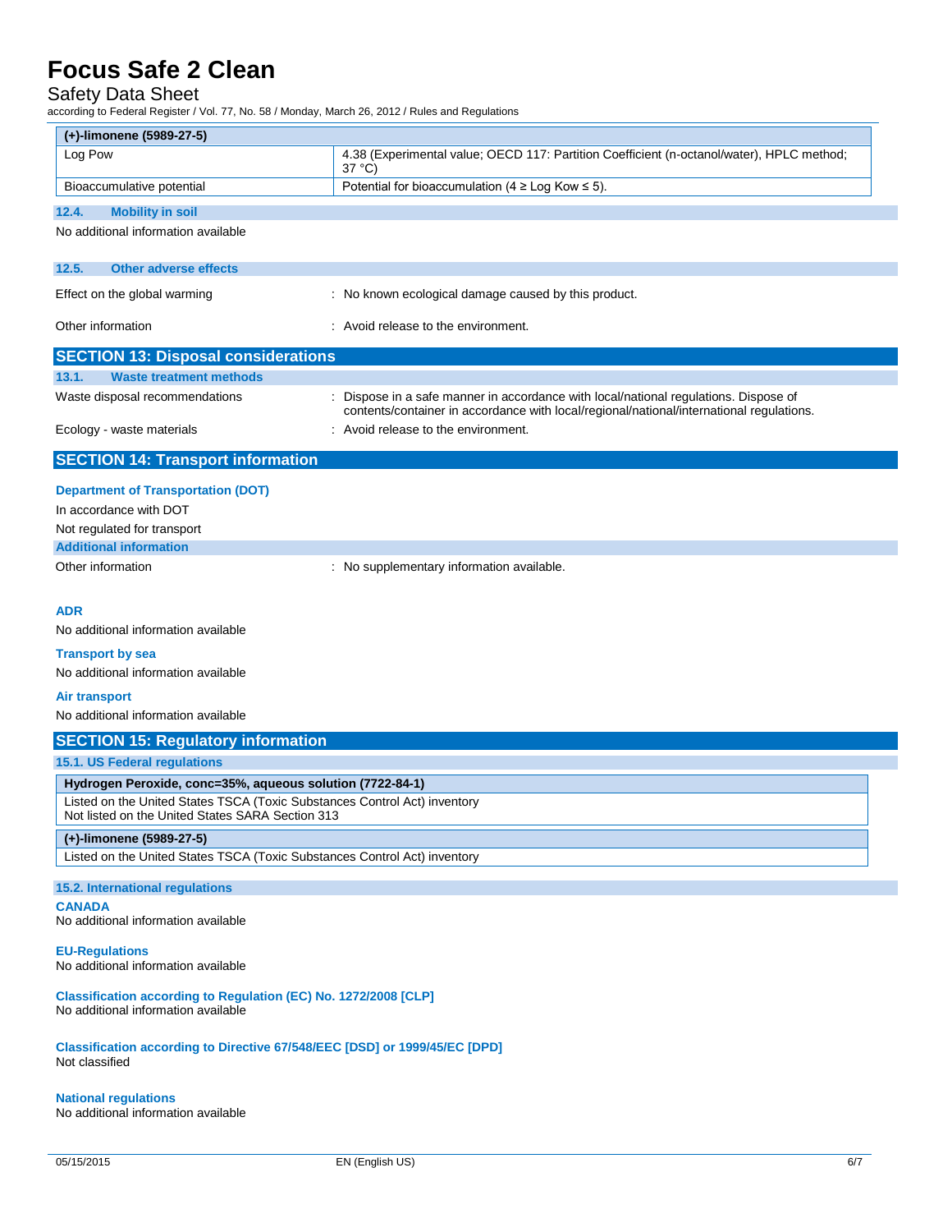| (+)-limonene (5989-27-5) | |
|---|---|
| Log Pow | 4.38 (Experimental value; OECD 117: Partition Coefficient (n-octanol/water), HPLC method; 37 °C) |
| Bioaccumulative potential | Potential for bioaccumulation (4 ≥ Log Kow ≤ 5). |

### 12.4. Mobility in soil

No additional information available

### 12.5. Other adverse effects

Effect on the global warming : No known ecological damage caused by this product.

Other information : Avoid release to the environment.

## SECTION 13: Disposal considerations

### 13.1. Waste treatment methods

Waste disposal recommendations : Dispose in a safe manner in accordance with local/national regulations. Dispose of contents/container in accordance with local/regional/national/international regulations.

Ecology - waste materials : Avoid release to the environment.

## SECTION 14: Transport information

### Department of Transportation (DOT)

In accordance with DOT

Not regulated for transport

### Additional information

Other information : No supplementary information available.

### ADR

No additional information available

### Transport by sea

No additional information available

### Air transport

No additional information available

## SECTION 15: Regulatory information

### 15.1. US Federal regulations

| Hydrogen Peroxide, conc=35%, aqueous solution (7722-84-1) |
|---|
| Listed on the United States TSCA (Toxic Substances Control Act) inventory<br>Not listed on the United States SARA Section 313 |

| (+)-limonene (5989-27-5) |
|---|
| Listed on the United States TSCA (Toxic Substances Control Act) inventory |

### 15.2. International regulations

**CANADA**

No additional information available

**EU-Regulations**

No additional information available

**Classification according to Regulation (EC) No. 1272/2008 [CLP]**

No additional information available

**Classification according to Directive 67/548/EEC [DSD] or 1999/45/EC [DPD]**

Not classified

**National regulations**

No additional information available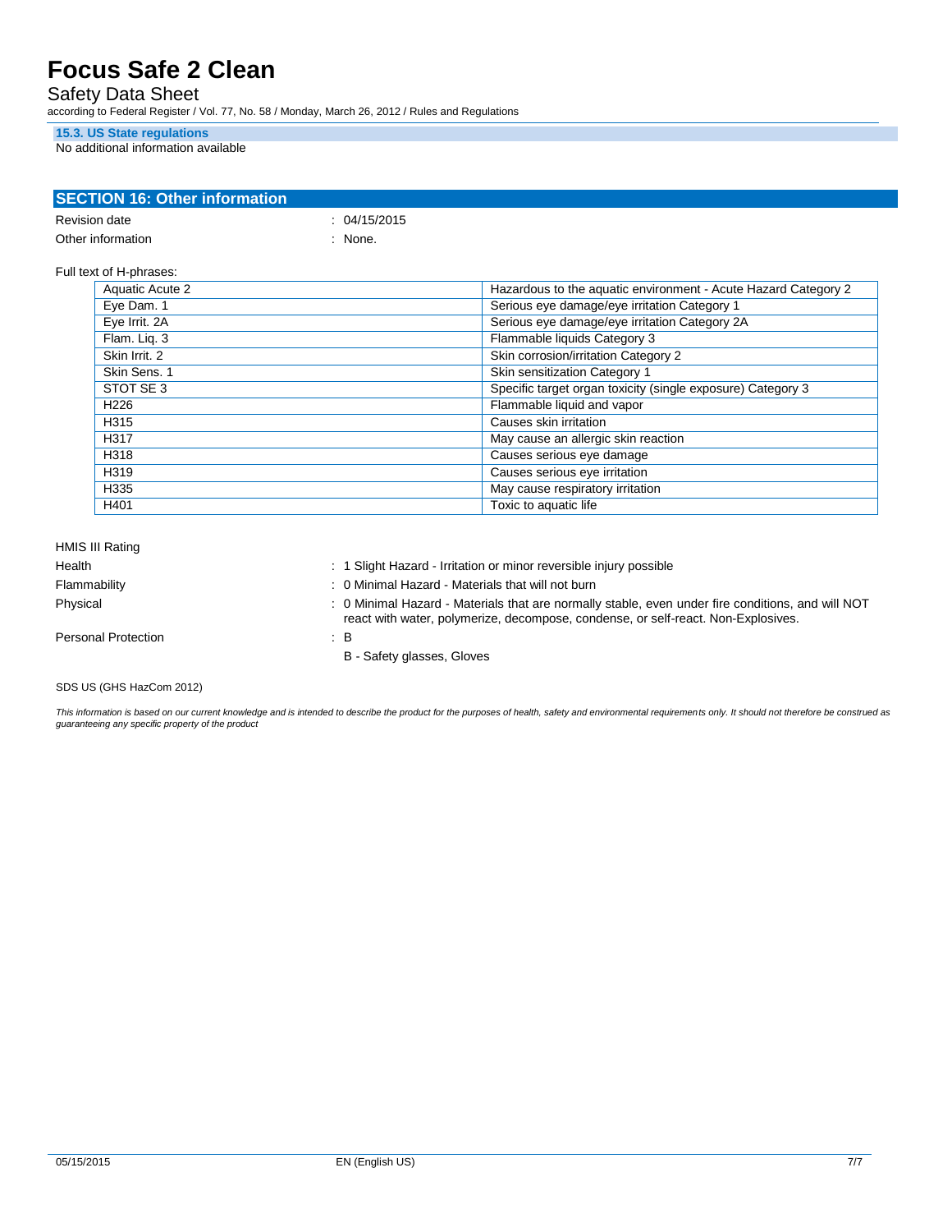### 15.3. US State regulations

No additional information available

## SECTION 16: Other information

Revision date : 04/15/2015

Other information : None.

Full text of H-phrases:

| | |
|---|---|
| Aquatic Acute 2 | Hazardous to the aquatic environment - Acute Hazard Category 2 |
| Eye Dam. 1 | Serious eye damage/eye irritation Category 1 |
| Eye Irrit. 2A | Serious eye damage/eye irritation Category 2A |
| Flam. Liq. 3 | Flammable liquids Category 3 |
| Skin Irrit. 2 | Skin corrosion/irritation Category 2 |
| Skin Sens. 1 | Skin sensitization Category 1 |
| STOT SE 3 | Specific target organ toxicity (single exposure) Category 3 |
| H226 | Flammable liquid and vapor |
| H315 | Causes skin irritation |
| H317 | May cause an allergic skin reaction |
| H318 | Causes serious eye damage |
| H319 | Causes serious eye irritation |
| H335 | May cause respiratory irritation |
| H401 | Toxic to aquatic life |

HMIS III Rating

Health : 1 Slight Hazard - Irritation or minor reversible injury possible

Flammability : 0 Minimal Hazard - Materials that will not burn

Physical : 0 Minimal Hazard - Materials that are normally stable, even under fire conditions, and will NOT react with water, polymerize, decompose, condense, or self-react. Non-Explosives.

Personal Protection : B

B - Safety glasses, Gloves

SDS US (GHS HazCom 2012)

*This information is based on our current knowledge and is intended to describe the product for the purposes of health, safety and environmental requirements only. It should not therefore be construed as guaranteeing any specific property of the product*